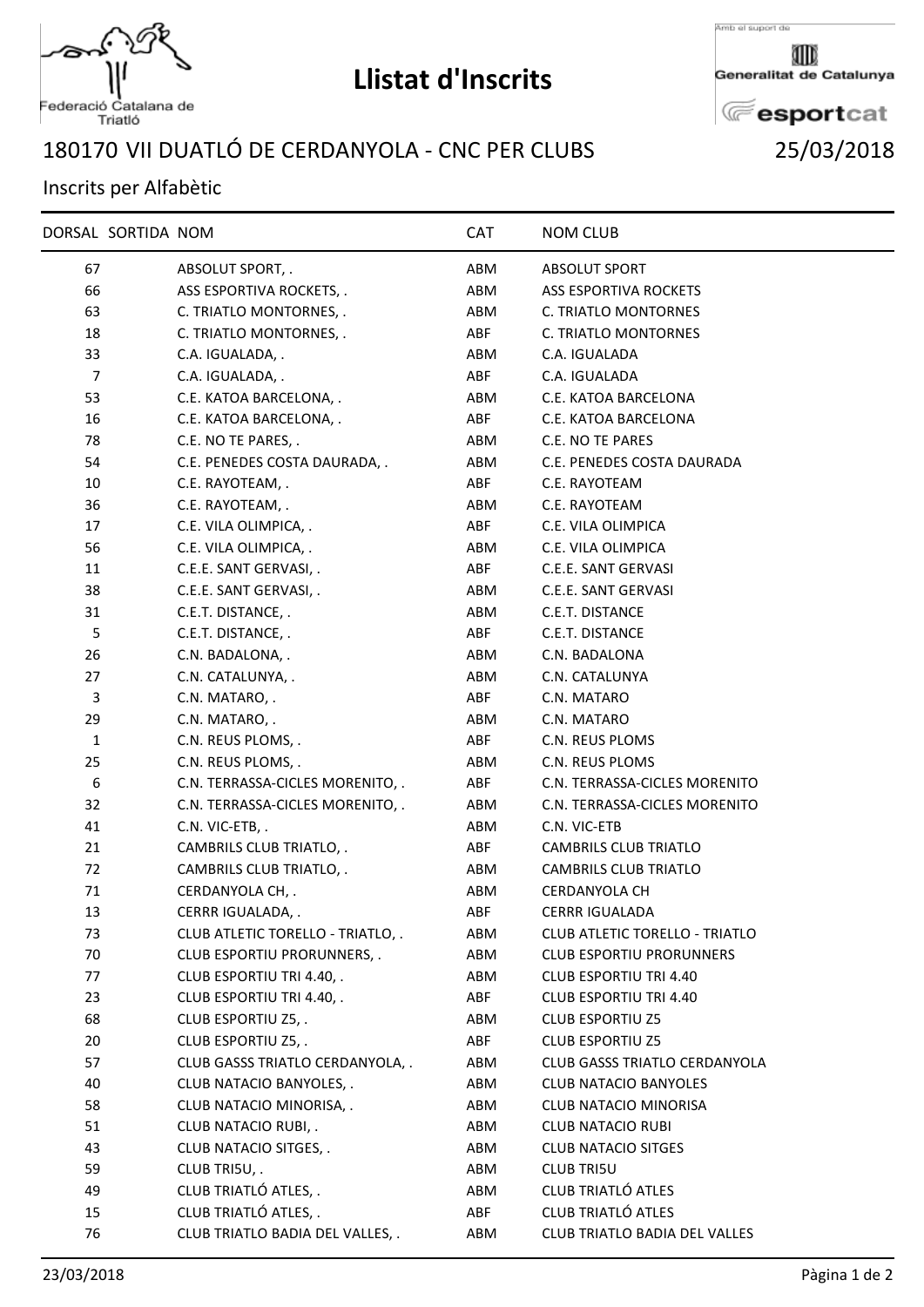# Llistat d'Inscrits

Federació Catalana de Triatló

Amb el suport de Generalitat de Catalunya esportcat

## 180170 VII DUATLÓ DE CERDANYOLA - CNC PER CLUBS

25/03/2018

Inscrits per Alfabètic

| DORSAL | SORTIDA | NOM | CAT | NOM CLUB |
|---|---|---|---|---|
| 67 | | ABSOLUT SPORT, . | ABM | ABSOLUT SPORT |
| 66 | | ASS ESPORTIVA ROCKETS, . | ABM | ASS ESPORTIVA ROCKETS |
| 63 | | C. TRIATLO MONTORNES, . | ABM | C. TRIATLO MONTORNES |
| 18 | | C. TRIATLO MONTORNES, . | ABF | C. TRIATLO MONTORNES |
| 33 | | C.A. IGUALADA, . | ABM | C.A. IGUALADA |
| 7 | | C.A. IGUALADA, . | ABF | C.A. IGUALADA |
| 53 | | C.E. KATOA BARCELONA, . | ABM | C.E. KATOA BARCELONA |
| 16 | | C.E. KATOA BARCELONA, . | ABF | C.E. KATOA BARCELONA |
| 78 | | C.E. NO TE PARES, . | ABM | C.E. NO TE PARES |
| 54 | | C.E. PENEDES COSTA DAURADA, . | ABM | C.E. PENEDES COSTA DAURADA |
| 10 | | C.E. RAYOTEAM, . | ABF | C.E. RAYOTEAM |
| 36 | | C.E. RAYOTEAM, . | ABM | C.E. RAYOTEAM |
| 17 | | C.E. VILA OLIMPICA, . | ABF | C.E. VILA OLIMPICA |
| 56 | | C.E. VILA OLIMPICA, . | ABM | C.E. VILA OLIMPICA |
| 11 | | C.E.E. SANT GERVASI, . | ABF | C.E.E. SANT GERVASI |
| 38 | | C.E.E. SANT GERVASI, . | ABM | C.E.E. SANT GERVASI |
| 31 | | C.E.T. DISTANCE, . | ABM | C.E.T. DISTANCE |
| 5 | | C.E.T. DISTANCE, . | ABF | C.E.T. DISTANCE |
| 26 | | C.N. BADALONA, . | ABM | C.N. BADALONA |
| 27 | | C.N. CATALUNYA, . | ABM | C.N. CATALUNYA |
| 3 | | C.N. MATARO, . | ABF | C.N. MATARO |
| 29 | | C.N. MATARO, . | ABM | C.N. MATARO |
| 1 | | C.N. REUS PLOMS, . | ABF | C.N. REUS PLOMS |
| 25 | | C.N. REUS PLOMS, . | ABM | C.N. REUS PLOMS |
| 6 | | C.N. TERRASSA-CICLES MORENITO, . | ABF | C.N. TERRASSA-CICLES MORENITO |
| 32 | | C.N. TERRASSA-CICLES MORENITO, . | ABM | C.N. TERRASSA-CICLES MORENITO |
| 41 | | C.N. VIC-ETB, . | ABM | C.N. VIC-ETB |
| 21 | | CAMBRILS CLUB TRIATLO, . | ABF | CAMBRILS CLUB TRIATLO |
| 72 | | CAMBRILS CLUB TRIATLO, . | ABM | CAMBRILS CLUB TRIATLO |
| 71 | | CERDANYOLA CH, . | ABM | CERDANYOLA CH |
| 13 | | CERRR IGUALADA, . | ABF | CERRR IGUALADA |
| 73 | | CLUB ATLETIC TORELLO - TRIATLO, . | ABM | CLUB ATLETIC TORELLO - TRIATLO |
| 70 | | CLUB ESPORTIU PRORUNNERS, . | ABM | CLUB ESPORTIU PRORUNNERS |
| 77 | | CLUB ESPORTIU TRI 4.40, . | ABM | CLUB ESPORTIU TRI 4.40 |
| 23 | | CLUB ESPORTIU TRI 4.40, . | ABF | CLUB ESPORTIU TRI 4.40 |
| 68 | | CLUB ESPORTIU Z5, . | ABM | CLUB ESPORTIU Z5 |
| 20 | | CLUB ESPORTIU Z5, . | ABF | CLUB ESPORTIU Z5 |
| 57 | | CLUB GASSS TRIATLO CERDANYOLA, . | ABM | CLUB GASSS TRIATLO CERDANYOLA |
| 40 | | CLUB NATACIO BANYOLES, . | ABM | CLUB NATACIO BANYOLES |
| 58 | | CLUB NATACIO MINORISA, . | ABM | CLUB NATACIO MINORISA |
| 51 | | CLUB NATACIO RUBI, . | ABM | CLUB NATACIO RUBI |
| 43 | | CLUB NATACIO SITGES, . | ABM | CLUB NATACIO SITGES |
| 59 | | CLUB TRI5U, . | ABM | CLUB TRI5U |
| 49 | | CLUB TRIATLÓ ATLES, . | ABM | CLUB TRIATLÓ ATLES |
| 15 | | CLUB TRIATLÓ ATLES, . | ABF | CLUB TRIATLÓ ATLES |
| 76 | | CLUB TRIATLO BADIA DEL VALLES, . | ABM | CLUB TRIATLO BADIA DEL VALLES |

23/03/2018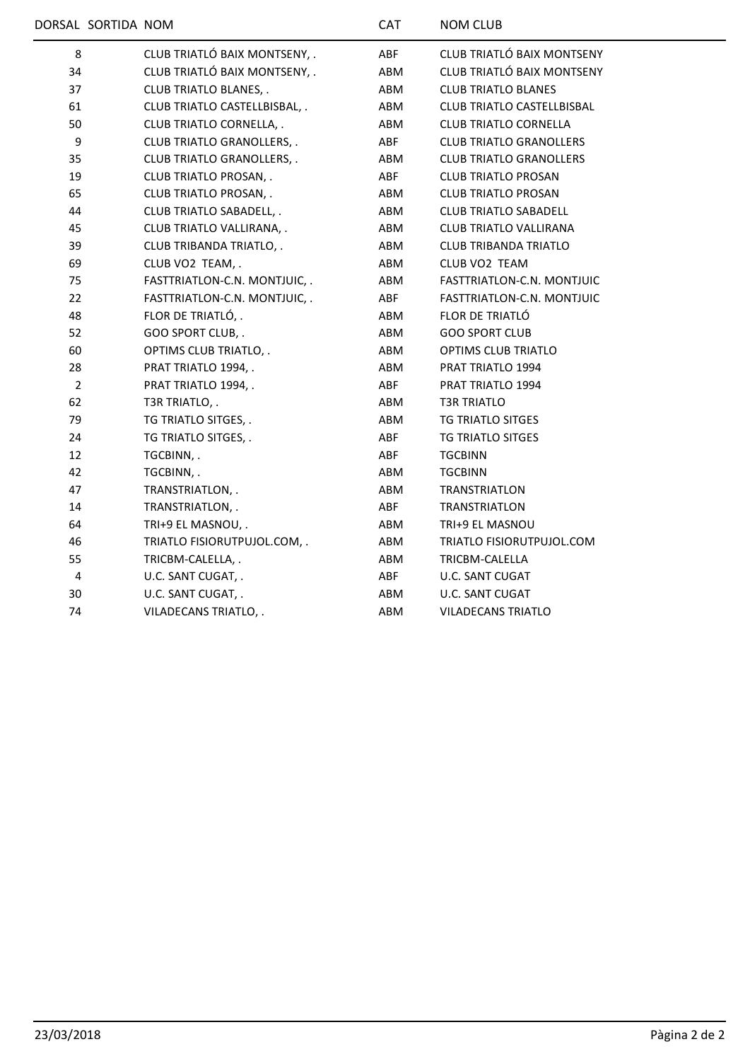| DORSAL | SORTIDA | NOM | CAT | NOM CLUB |
|---|---|---|---|---|
| 8 | | CLUB TRIATLÓ BAIX MONTSENY, . | ABF | CLUB TRIATLÓ BAIX MONTSENY |
| 34 | | CLUB TRIATLÓ BAIX MONTSENY, . | ABM | CLUB TRIATLÓ BAIX MONTSENY |
| 37 | | CLUB TRIATLO BLANES, . | ABM | CLUB TRIATLO BLANES |
| 61 | | CLUB TRIATLO CASTELLBISBAL, . | ABM | CLUB TRIATLO CASTELLBISBAL |
| 50 | | CLUB TRIATLO CORNELLA, . | ABM | CLUB TRIATLO CORNELLA |
| 9 | | CLUB TRIATLO GRANOLLERS, . | ABF | CLUB TRIATLO GRANOLLERS |
| 35 | | CLUB TRIATLO GRANOLLERS, . | ABM | CLUB TRIATLO GRANOLLERS |
| 19 | | CLUB TRIATLO PROSAN, . | ABF | CLUB TRIATLO PROSAN |
| 65 | | CLUB TRIATLO PROSAN, . | ABM | CLUB TRIATLO PROSAN |
| 44 | | CLUB TRIATLO SABADELL, . | ABM | CLUB TRIATLO SABADELL |
| 45 | | CLUB TRIATLO VALLIRANA, . | ABM | CLUB TRIATLO VALLIRANA |
| 39 | | CLUB TRIBANDA TRIATLO, . | ABM | CLUB TRIBANDA TRIATLO |
| 69 | | CLUB VO2 TEAM, . | ABM | CLUB VO2 TEAM |
| 75 | | FASTTRIATLON-C.N. MONTJUIC, . | ABM | FASTTRIATLON-C.N. MONTJUIC |
| 22 | | FASTTRIATLON-C.N. MONTJUIC, . | ABF | FASTTRIATLON-C.N. MONTJUIC |
| 48 | | FLOR DE TRIATLÓ, . | ABM | FLOR DE TRIATLÓ |
| 52 | | GOO SPORT CLUB, . | ABM | GOO SPORT CLUB |
| 60 | | OPTIMS CLUB TRIATLO, . | ABM | OPTIMS CLUB TRIATLO |
| 28 | | PRAT TRIATLO 1994, . | ABM | PRAT TRIATLO 1994 |
| 2 | | PRAT TRIATLO 1994, . | ABF | PRAT TRIATLO 1994 |
| 62 | | T3R TRIATLO, . | ABM | T3R TRIATLO |
| 79 | | TG TRIATLO SITGES, . | ABM | TG TRIATLO SITGES |
| 24 | | TG TRIATLO SITGES, . | ABF | TG TRIATLO SITGES |
| 12 | | TGCBINN, . | ABF | TGCBINN |
| 42 | | TGCBINN, . | ABM | TGCBINN |
| 47 | | TRANSTRIATLON, . | ABM | TRANSTRIATLON |
| 14 | | TRANSTRIATLON, . | ABF | TRANSTRIATLON |
| 64 | | TRI+9 EL MASNOU, . | ABM | TRI+9 EL MASNOU |
| 46 | | TRIATLO FISIORUTPUJOL.COM, . | ABM | TRIATLO FISIORUTPUJOL.COM |
| 55 | | TRICBM-CALELLA, . | ABM | TRICBM-CALELLA |
| 4 | | U.C. SANT CUGAT, . | ABF | U.C. SANT CUGAT |
| 30 | | U.C. SANT CUGAT, . | ABM | U.C. SANT CUGAT |
| 74 | | VILADECANS TRIATLO, . | ABM | VILADECANS TRIATLO |

23/03/2018